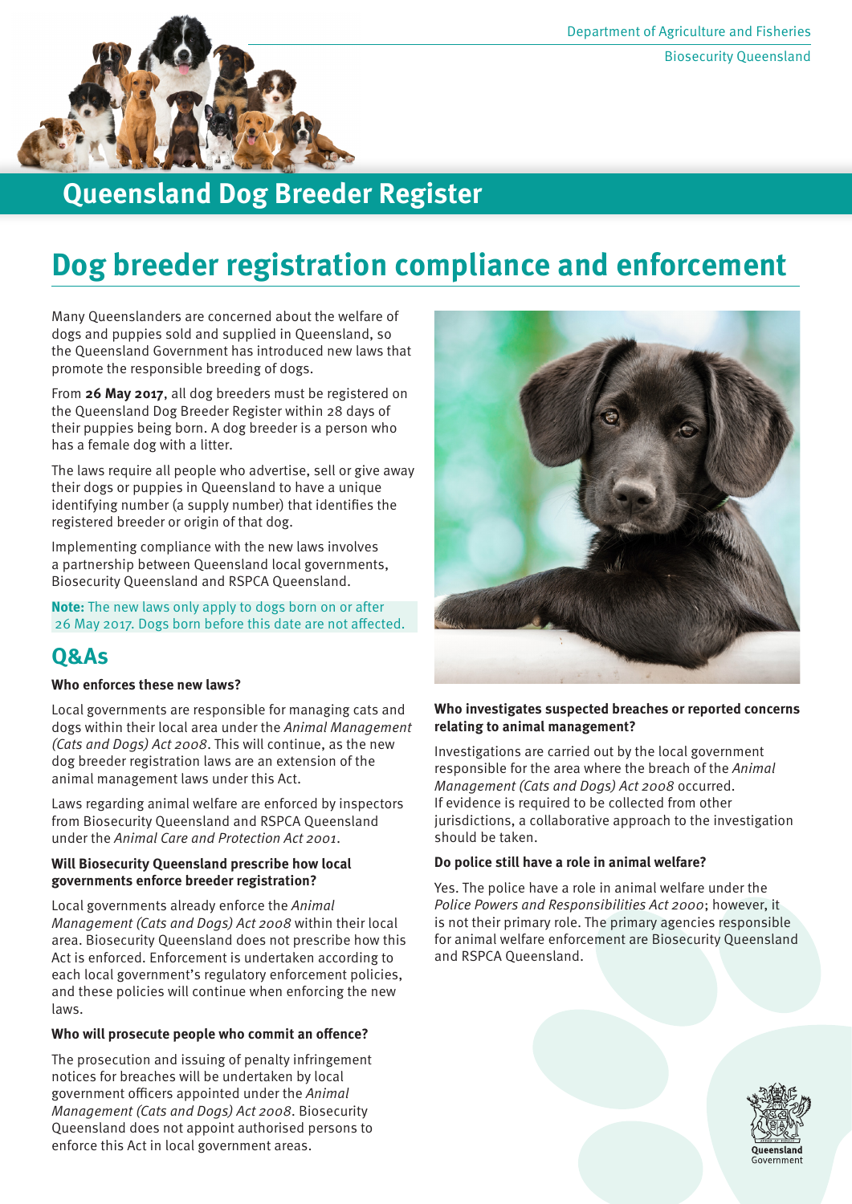Department of Agriculture and Fisheries

Biosecurity Queensland

# Queensland Dog Breeder Register

## Dog breeder registration compliance and enforcement

Many Queenslanders are concerned about the welfare of dogs and puppies sold and supplied in Queensland, so the Queensland Government has introduced new laws that promote the responsible breeding of dogs.

From **26 May 2017**, all dog breeders must be registered on the Queensland Dog Breeder Register within 28 days of their puppies being born. A dog breeder is a person who has a female dog with a litter.

The laws require all people who advertise, sell or give away their dogs or puppies in Queensland to have a unique identifying number (a supply number) that identifies the registered breeder or origin of that dog.

Implementing compliance with the new laws involves a partnership between Queensland local governments, Biosecurity Queensland and RSPCA Queensland.

**Note:** The new laws only apply to dogs born on or after 26 May 2017. Dogs born before this date are not affected.

## Q&As

**Who enforces these new laws?**

Local governments are responsible for managing cats and dogs within their local area under the *Animal Management (Cats and Dogs) Act 2008*. This will continue, as the new dog breeder registration laws are an extension of the animal management laws under this Act.

Laws regarding animal welfare are enforced by inspectors from Biosecurity Queensland and RSPCA Queensland under the *Animal Care and Protection Act 2001*.

**Will Biosecurity Queensland prescribe how local governments enforce breeder registration?**

Local governments already enforce the *Animal Management (Cats and Dogs) Act 2008* within their local area. Biosecurity Queensland does not prescribe how this Act is enforced. Enforcement is undertaken according to each local government's regulatory enforcement policies, and these policies will continue when enforcing the new laws.

**Who will prosecute people who commit an offence?**

The prosecution and issuing of penalty infringement notices for breaches will be undertaken by local government officers appointed under the *Animal Management (Cats and Dogs) Act 2008*. Biosecurity Queensland does not appoint authorised persons to enforce this Act in local government areas.

**Who investigates suspected breaches or reported concerns relating to animal management?**

Investigations are carried out by the local government responsible for the area where the breach of the *Animal Management (Cats and Dogs) Act 2008* occurred. If evidence is required to be collected from other jurisdictions, a collaborative approach to the investigation should be taken.

**Do police still have a role in animal welfare?**

Yes. The police have a role in animal welfare under the *Police Powers and Responsibilities Act 2000*; however, it is not their primary role. The primary agencies responsible for animal welfare enforcement are Biosecurity Queensland and RSPCA Queensland.

Queensland Government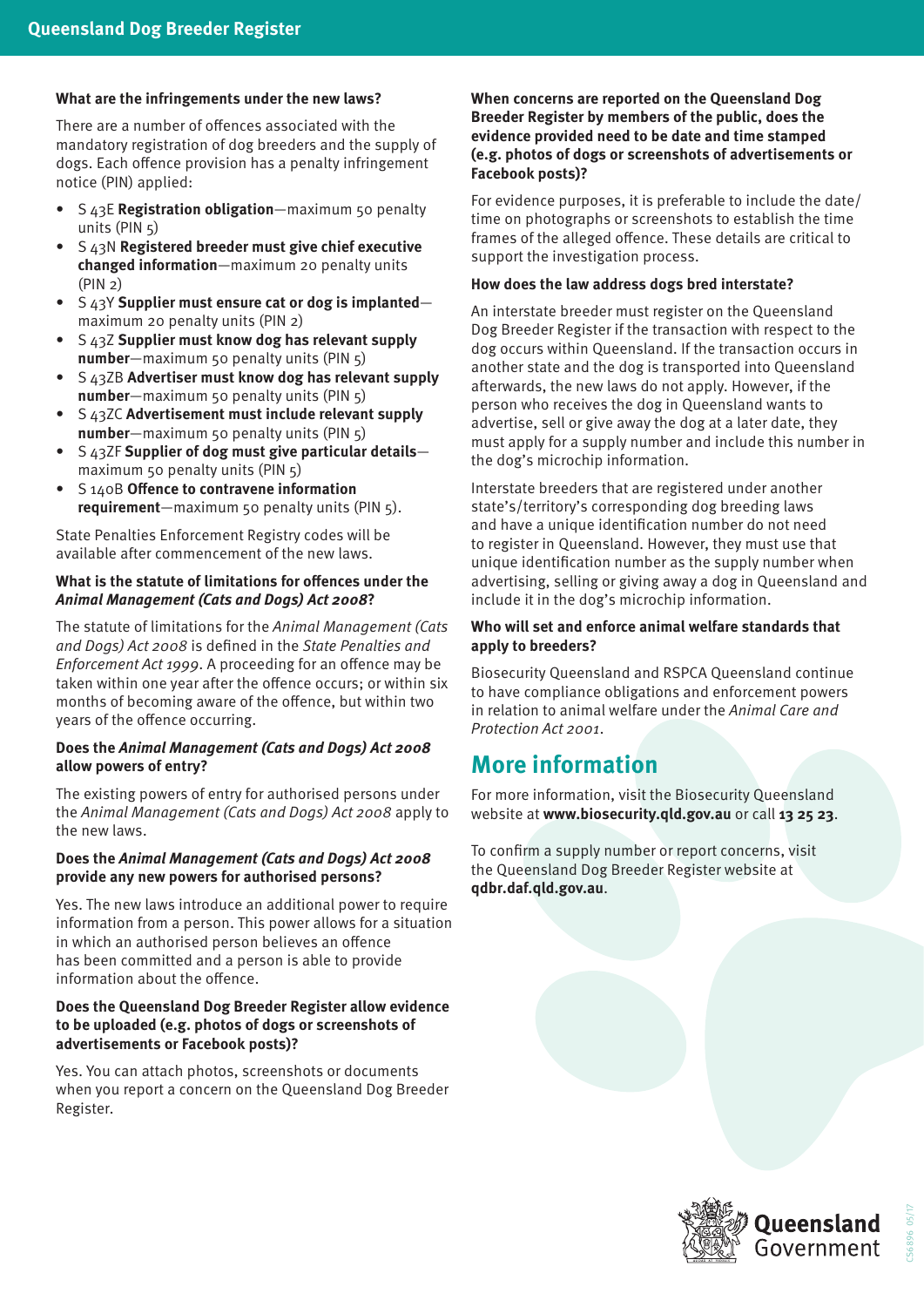### What are the infringements under the new laws?

There are a number of offences associated with the mandatory registration of dog breeders and the supply of dogs. Each offence provision has a penalty infringement notice (PIN) applied:

- S 43E **Registration obligation**—maximum 50 penalty units (PIN 5)
- S 43N **Registered breeder must give chief executive changed information**—maximum 20 penalty units (PIN 2)
- S 43Y **Supplier must ensure cat or dog is implanted**—maximum 20 penalty units (PIN 2)
- S 43Z **Supplier must know dog has relevant supply number**—maximum 50 penalty units (PIN 5)
- S 43ZB **Advertiser must know dog has relevant supply number**—maximum 50 penalty units (PIN 5)
- S 43ZC **Advertisement must include relevant supply number**—maximum 50 penalty units (PIN 5)
- S 43ZF **Supplier of dog must give particular details**—maximum 50 penalty units (PIN 5)
- S 140B **Offence to contravene information requirement**—maximum 50 penalty units (PIN 5).

State Penalties Enforcement Registry codes will be available after commencement of the new laws.

### What is the statute of limitations for offences under the *Animal Management (Cats and Dogs) Act 2008*?

The statute of limitations for the *Animal Management (Cats and Dogs) Act 2008* is defined in the *State Penalties and Enforcement Act 1999*. A proceeding for an offence may be taken within one year after the offence occurs; or within six months of becoming aware of the offence, but within two years of the offence occurring.

### Does the *Animal Management (Cats and Dogs) Act 2008* allow powers of entry?

The existing powers of entry for authorised persons under the *Animal Management (Cats and Dogs) Act 2008* apply to the new laws.

### Does the *Animal Management (Cats and Dogs) Act 2008* provide any new powers for authorised persons?

Yes. The new laws introduce an additional power to require information from a person. This power allows for a situation in which an authorised person believes an offence has been committed and a person is able to provide information about the offence.

### Does the Queensland Dog Breeder Register allow evidence to be uploaded (e.g. photos of dogs or screenshots of advertisements or Facebook posts)?

Yes. You can attach photos, screenshots or documents when you report a concern on the Queensland Dog Breeder Register.

### When concerns are reported on the Queensland Dog Breeder Register by members of the public, does the evidence provided need to be date and time stamped (e.g. photos of dogs or screenshots of advertisements or Facebook posts)?

For evidence purposes, it is preferable to include the date/time on photographs or screenshots to establish the time frames of the alleged offence. These details are critical to support the investigation process.

### How does the law address dogs bred interstate?

An interstate breeder must register on the Queensland Dog Breeder Register if the transaction with respect to the dog occurs within Queensland. If the transaction occurs in another state and the dog is transported into Queensland afterwards, the new laws do not apply. However, if the person who receives the dog in Queensland wants to advertise, sell or give away the dog at a later date, they must apply for a supply number and include this number in the dog's microchip information.

Interstate breeders that are registered under another state's/territory's corresponding dog breeding laws and have a unique identification number do not need to register in Queensland. However, they must use that unique identification number as the supply number when advertising, selling or giving away a dog in Queensland and include it in the dog's microchip information.

### Who will set and enforce animal welfare standards that apply to breeders?

Biosecurity Queensland and RSPCA Queensland continue to have compliance obligations and enforcement powers in relation to animal welfare under the *Animal Care and Protection Act 2001*.

## More information

For more information, visit the Biosecurity Queensland website at **www.biosecurity.qld.gov.au** or call **13 25 23**.

To confirm a supply number or report concerns, visit the Queensland Dog Breeder Register website at **qdbr.daf.qld.gov.au**.